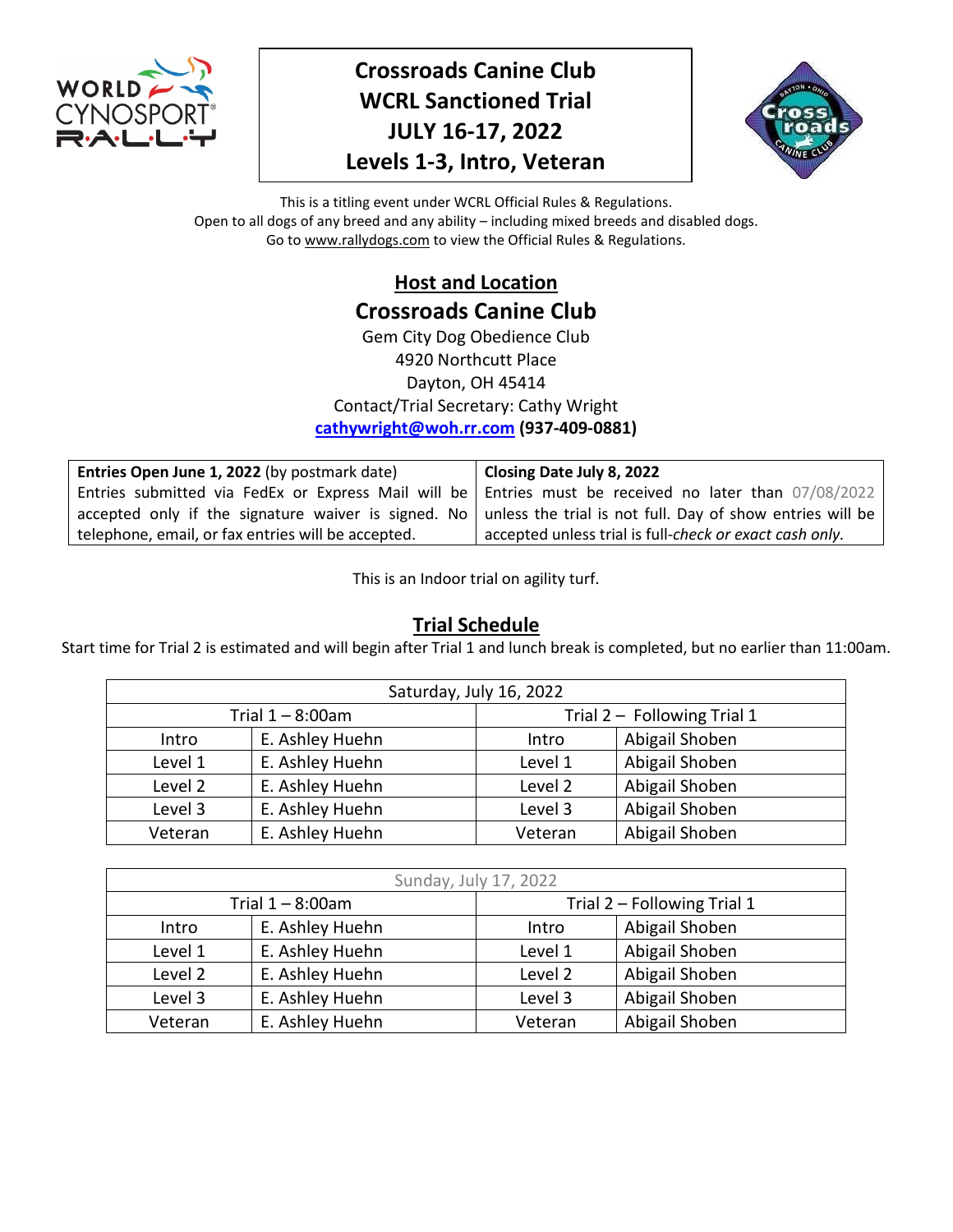# Crossroads Canine Club
# WCRL Sanctioned Trial
# JULY 16-17, 2022
# Levels 1-3, Intro, Veteran

This is a titling event under WCRL Official Rules & Regulations.
Open to all dogs of any breed and any ability – including mixed breeds and disabled dogs.
Go to www.rallydogs.com to view the Official Rules & Regulations.

## Host and Location

## Crossroads Canine Club

Gem City Dog Obedience Club
4920 Northcutt Place
Dayton, OH 45414
Contact/Trial Secretary: Cathy Wright
**cathywright@woh.rr.com (937-409-0881)**

| **Entries Open June 1, 2022** (by postmark date) Entries submitted via FedEx or Express Mail will be accepted only if the signature waiver is signed. No telephone, email, or fax entries will be accepted. | **Closing Date July 8, 2022** Entries must be received no later than 07/08/2022 unless the trial is not full. Day of show entries will be accepted unless trial is full-*check or exact cash only.* |
|---|---|

This is an Indoor trial on agility turf.

## Trial Schedule

Start time for Trial 2 is estimated and will begin after Trial 1 and lunch break is completed, but no earlier than 11:00am.

| Saturday, July 16, 2022 | | | |
|---|---|---|---|
| Trial 1 – 8:00am | | Trial 2 – Following Trial 1 | |
| Intro | E. Ashley Huehn | Intro | Abigail Shoben |
| Level 1 | E. Ashley Huehn | Level 1 | Abigail Shoben |
| Level 2 | E. Ashley Huehn | Level 2 | Abigail Shoben |
| Level 3 | E. Ashley Huehn | Level 3 | Abigail Shoben |
| Veteran | E. Ashley Huehn | Veteran | Abigail Shoben |

| Sunday, July 17, 2022 | | | |
|---|---|---|---|
| Trial 1 – 8:00am | | Trial 2 – Following Trial 1 | |
| Intro | E. Ashley Huehn | Intro | Abigail Shoben |
| Level 1 | E. Ashley Huehn | Level 1 | Abigail Shoben |
| Level 2 | E. Ashley Huehn | Level 2 | Abigail Shoben |
| Level 3 | E. Ashley Huehn | Level 3 | Abigail Shoben |
| Veteran | E. Ashley Huehn | Veteran | Abigail Shoben |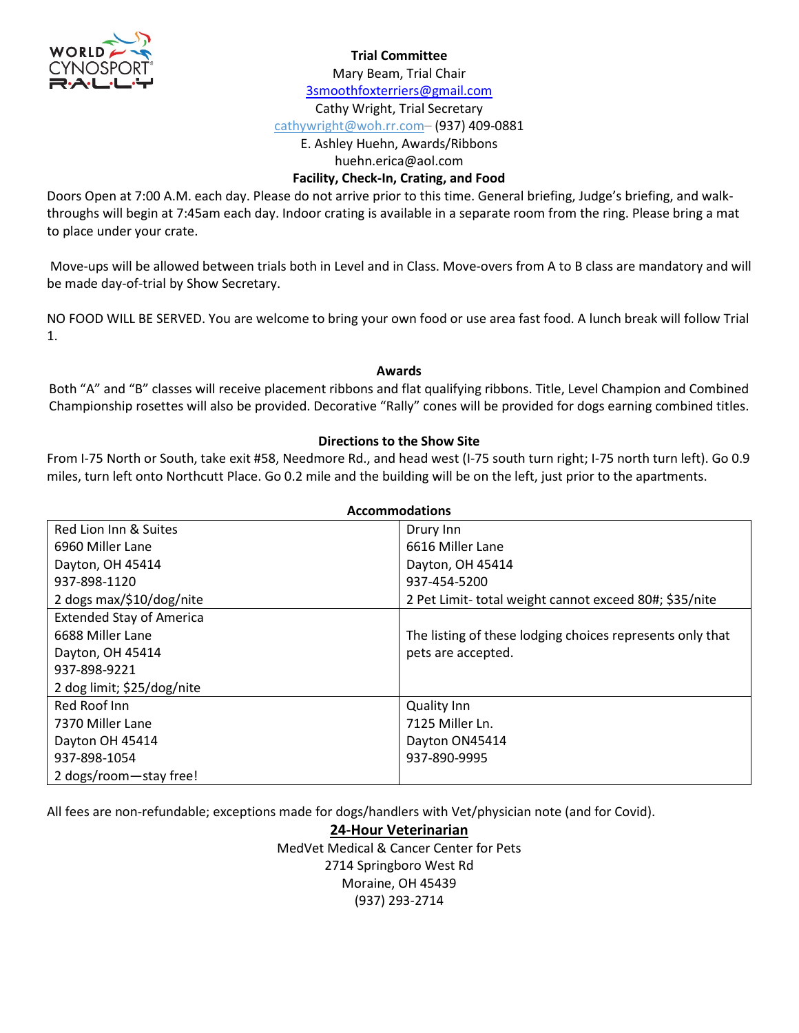**Trial Committee**

Mary Beam, Trial Chair
3smoothfoxterriers@gmail.com
Cathy Wright, Trial Secretary
cathywright@woh.rr.com– (937) 409-0881
E. Ashley Huehn, Awards/Ribbons
huehn.erica@aol.com

**Facility, Check-In, Crating, and Food**

Doors Open at 7:00 A.M. each day. Please do not arrive prior to this time. General briefing, Judge's briefing, and walk-throughs will begin at 7:45am each day. Indoor crating is available in a separate room from the ring. Please bring a mat to place under your crate.

Move-ups will be allowed between trials both in Level and in Class. Move-overs from A to B class are mandatory and will be made day-of-trial by Show Secretary.

NO FOOD WILL BE SERVED. You are welcome to bring your own food or use area fast food. A lunch break will follow Trial 1.

**Awards**

Both "A" and "B" classes will receive placement ribbons and flat qualifying ribbons. Title, Level Champion and Combined Championship rosettes will also be provided. Decorative "Rally" cones will be provided for dogs earning combined titles.

**Directions to the Show Site**

From I-75 North or South, take exit #58, Needmore Rd., and head west (I-75 south turn right; I-75 north turn left). Go 0.9 miles, turn left onto Northcutt Place. Go 0.2 mile and the building will be on the left, just prior to the apartments.

**Accommodations**

| | |
|---|---|
| Red Lion Inn & Suites<br>6960 Miller Lane<br>Dayton, OH 45414<br>937-898-1120<br>2 dogs max/$10/dog/nite | Drury Inn<br>6616 Miller Lane<br>Dayton, OH 45414<br>937-454-5200<br>2 Pet Limit- total weight cannot exceed 80#; $35/nite |
| Extended Stay of America<br>6688 Miller Lane<br>Dayton, OH 45414<br>937-898-9221<br>2 dog limit; $25/dog/nite | The listing of these lodging choices represents only that pets are accepted. |
| Red Roof Inn<br>7370 Miller Lane<br>Dayton OH 45414<br>937-898-1054<br>2 dogs/room—stay free! | Quality Inn<br>7125 Miller Ln.<br>Dayton ON45414<br>937-890-9995 |

All fees are non-refundable; exceptions made for dogs/handlers with Vet/physician note (and for Covid).

**24-Hour Veterinarian**

MedVet Medical & Cancer Center for Pets
2714 Springboro West Rd
Moraine, OH 45439
(937) 293-2714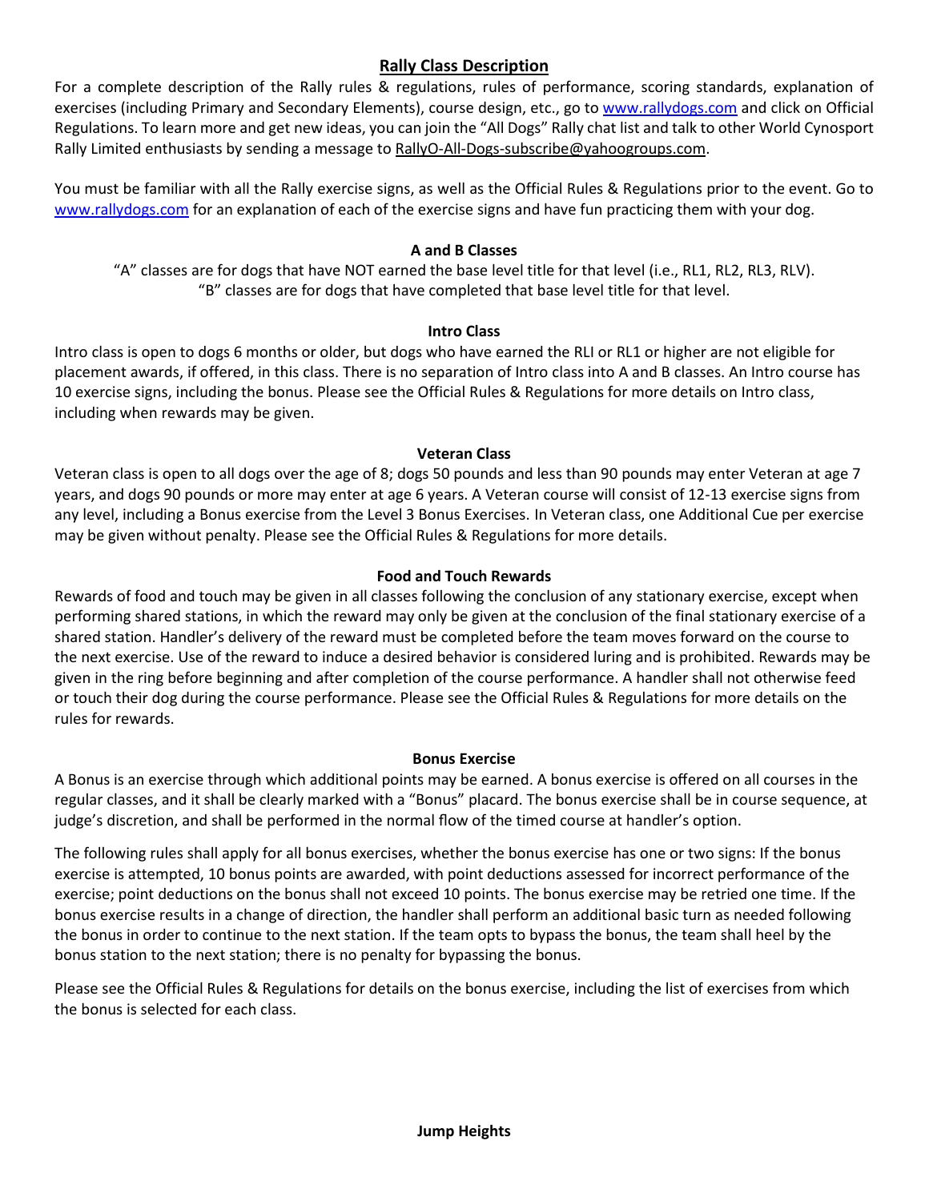## Rally Class Description

For a complete description of the Rally rules & regulations, rules of performance, scoring standards, explanation of exercises (including Primary and Secondary Elements), course design, etc., go to www.rallydogs.com and click on Official Regulations. To learn more and get new ideas, you can join the "All Dogs" Rally chat list and talk to other World Cynosport Rally Limited enthusiasts by sending a message to RallyO-All-Dogs-subscribe@yahoogroups.com.

You must be familiar with all the Rally exercise signs, as well as the Official Rules & Regulations prior to the event. Go to www.rallydogs.com for an explanation of each of the exercise signs and have fun practicing them with your dog.

### A and B Classes

"A" classes are for dogs that have NOT earned the base level title for that level (i.e., RL1, RL2, RL3, RLV). "B" classes are for dogs that have completed that base level title for that level.

### Intro Class

Intro class is open to dogs 6 months or older, but dogs who have earned the RLI or RL1 or higher are not eligible for placement awards, if offered, in this class. There is no separation of Intro class into A and B classes. An Intro course has 10 exercise signs, including the bonus. Please see the Official Rules & Regulations for more details on Intro class, including when rewards may be given.

### Veteran Class

Veteran class is open to all dogs over the age of 8; dogs 50 pounds and less than 90 pounds may enter Veteran at age 7 years, and dogs 90 pounds or more may enter at age 6 years. A Veteran course will consist of 12-13 exercise signs from any level, including a Bonus exercise from the Level 3 Bonus Exercises. In Veteran class, one Additional Cue per exercise may be given without penalty. Please see the Official Rules & Regulations for more details.

### Food and Touch Rewards

Rewards of food and touch may be given in all classes following the conclusion of any stationary exercise, except when performing shared stations, in which the reward may only be given at the conclusion of the final stationary exercise of a shared station. Handler's delivery of the reward must be completed before the team moves forward on the course to the next exercise. Use of the reward to induce a desired behavior is considered luring and is prohibited. Rewards may be given in the ring before beginning and after completion of the course performance. A handler shall not otherwise feed or touch their dog during the course performance. Please see the Official Rules & Regulations for more details on the rules for rewards.

### Bonus Exercise

A Bonus is an exercise through which additional points may be earned. A bonus exercise is offered on all courses in the regular classes, and it shall be clearly marked with a "Bonus" placard. The bonus exercise shall be in course sequence, at judge's discretion, and shall be performed in the normal flow of the timed course at handler's option.

The following rules shall apply for all bonus exercises, whether the bonus exercise has one or two signs: If the bonus exercise is attempted, 10 bonus points are awarded, with point deductions assessed for incorrect performance of the exercise; point deductions on the bonus shall not exceed 10 points. The bonus exercise may be retried one time. If the bonus exercise results in a change of direction, the handler shall perform an additional basic turn as needed following the bonus in order to continue to the next station. If the team opts to bypass the bonus, the team shall heel by the bonus station to the next station; there is no penalty for bypassing the bonus.

Please see the Official Rules & Regulations for details on the bonus exercise, including the list of exercises from which the bonus is selected for each class.

### Jump Heights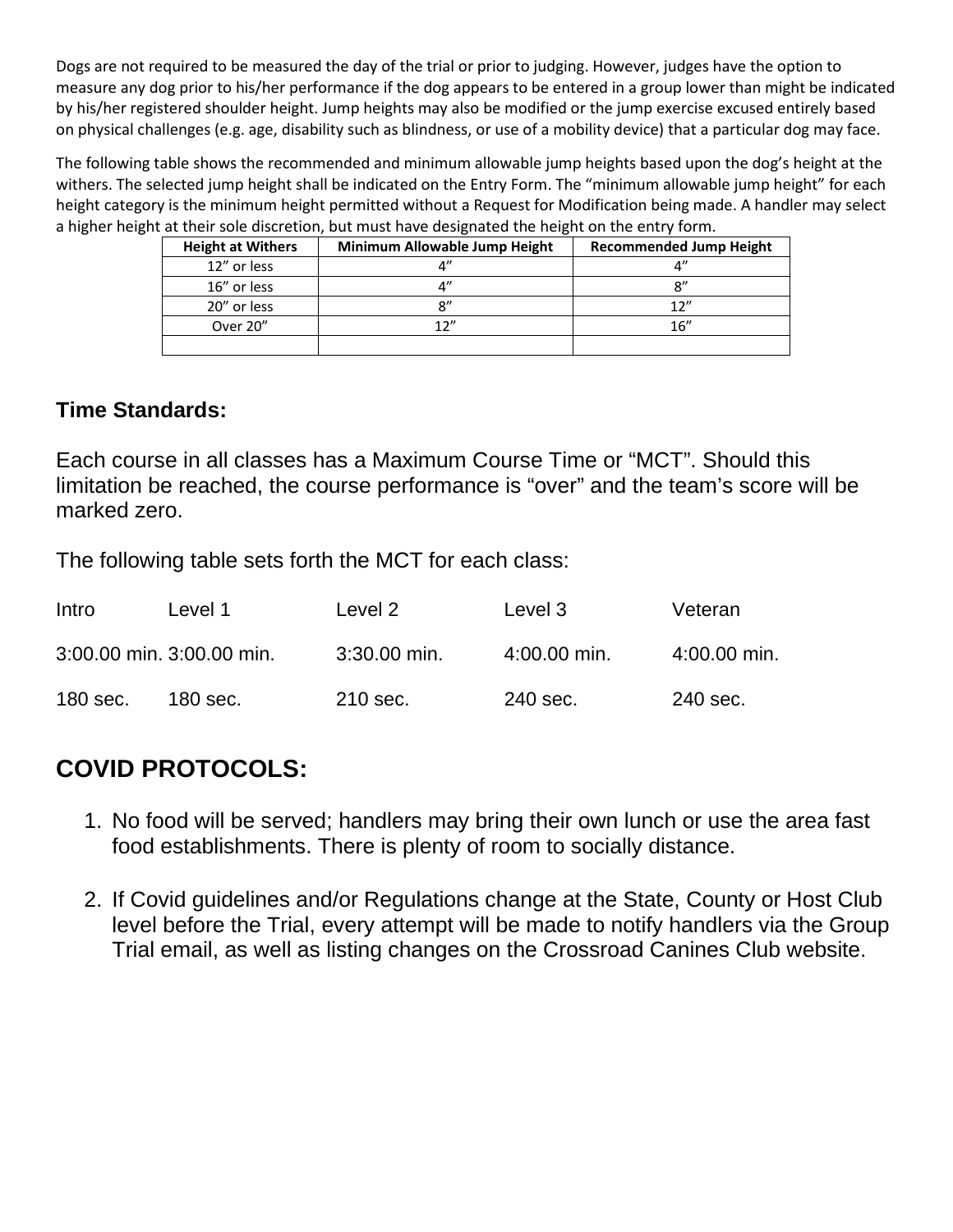Dogs are not required to be measured the day of the trial or prior to judging. However, judges have the option to measure any dog prior to his/her performance if the dog appears to be entered in a group lower than might be indicated by his/her registered shoulder height. Jump heights may also be modified or the jump exercise excused entirely based on physical challenges (e.g. age, disability such as blindness, or use of a mobility device) that a particular dog may face.

The following table shows the recommended and minimum allowable jump heights based upon the dog's height at the withers. The selected jump height shall be indicated on the Entry Form. The "minimum allowable jump height" for each height category is the minimum height permitted without a Request for Modification being made. A handler may select a higher height at their sole discretion, but must have designated the height on the entry form.

| Height at Withers | Minimum Allowable Jump Height | Recommended Jump Height |
|---|---|---|
| 12" or less | 4" | 4" |
| 16" or less | 4" | 8" |
| 20" or less | 8" | 12" |
| Over 20" | 12" | 16" |
| | | |

### Time Standards:

Each course in all classes has a Maximum Course Time or "MCT". Should this limitation be reached, the course performance is "over" and the team's score will be marked zero.

The following table sets forth the MCT for each class:

| Intro | Level 1 | Level 2 | Level 3 | Veteran |
|---|---|---|---|---|
| 3:00.00 min. | 3:00.00 min. | 3:30.00 min. | 4:00.00 min. | 4:00.00 min. |
| 180 sec. | 180 sec. | 210 sec. | 240 sec. | 240 sec. |

## COVID PROTOCOLS:

1. No food will be served; handlers may bring their own lunch or use the area fast food establishments. There is plenty of room to socially distance.

2. If Covid guidelines and/or Regulations change at the State, County or Host Club level before the Trial, every attempt will be made to notify handlers via the Group Trial email, as well as listing changes on the Crossroad Canines Club website.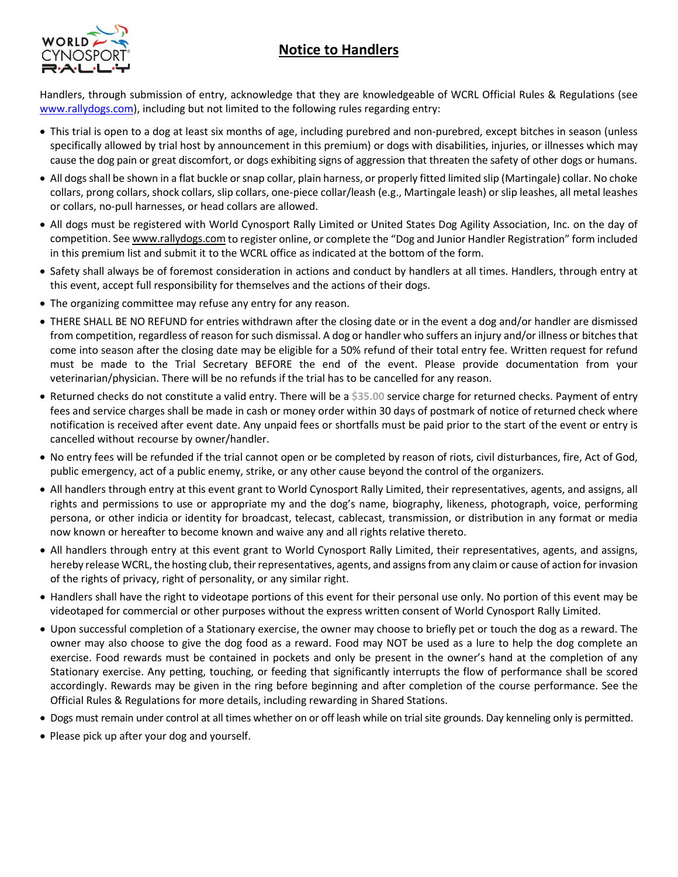# Notice to Handlers

Handlers, through submission of entry, acknowledge that they are knowledgeable of WCRL Official Rules & Regulations (see www.rallydogs.com), including but not limited to the following rules regarding entry:

- This trial is open to a dog at least six months of age, including purebred and non-purebred, except bitches in season (unless specifically allowed by trial host by announcement in this premium) or dogs with disabilities, injuries, or illnesses which may cause the dog pain or great discomfort, or dogs exhibiting signs of aggression that threaten the safety of other dogs or humans.
- All dogs shall be shown in a flat buckle or snap collar, plain harness, or properly fitted limited slip (Martingale) collar. No choke collars, prong collars, shock collars, slip collars, one-piece collar/leash (e.g., Martingale leash) or slip leashes, all metal leashes or collars, no-pull harnesses, or head collars are allowed.
- All dogs must be registered with World Cynosport Rally Limited or United States Dog Agility Association, Inc. on the day of competition. See www.rallydogs.com to register online, or complete the "Dog and Junior Handler Registration" form included in this premium list and submit it to the WCRL office as indicated at the bottom of the form.
- Safety shall always be of foremost consideration in actions and conduct by handlers at all times. Handlers, through entry at this event, accept full responsibility for themselves and the actions of their dogs.
- The organizing committee may refuse any entry for any reason.
- THERE SHALL BE NO REFUND for entries withdrawn after the closing date or in the event a dog and/or handler are dismissed from competition, regardless of reason for such dismissal. A dog or handler who suffers an injury and/or illness or bitches that come into season after the closing date may be eligible for a 50% refund of their total entry fee. Written request for refund must be made to the Trial Secretary BEFORE the end of the event. Please provide documentation from your veterinarian/physician. There will be no refunds if the trial has to be cancelled for any reason.
- Returned checks do not constitute a valid entry. There will be a $35.00 service charge for returned checks. Payment of entry fees and service charges shall be made in cash or money order within 30 days of postmark of notice of returned check where notification is received after event date. Any unpaid fees or shortfalls must be paid prior to the start of the event or entry is cancelled without recourse by owner/handler.
- No entry fees will be refunded if the trial cannot open or be completed by reason of riots, civil disturbances, fire, Act of God, public emergency, act of a public enemy, strike, or any other cause beyond the control of the organizers.
- All handlers through entry at this event grant to World Cynosport Rally Limited, their representatives, agents, and assigns, all rights and permissions to use or appropriate my and the dog's name, biography, likeness, photograph, voice, performing persona, or other indicia or identity for broadcast, telecast, cablecast, transmission, or distribution in any format or media now known or hereafter to become known and waive any and all rights relative thereto.
- All handlers through entry at this event grant to World Cynosport Rally Limited, their representatives, agents, and assigns, hereby release WCRL, the hosting club, their representatives, agents, and assigns from any claim or cause of action for invasion of the rights of privacy, right of personality, or any similar right.
- Handlers shall have the right to videotape portions of this event for their personal use only. No portion of this event may be videotaped for commercial or other purposes without the express written consent of World Cynosport Rally Limited.
- Upon successful completion of a Stationary exercise, the owner may choose to briefly pet or touch the dog as a reward. The owner may also choose to give the dog food as a reward. Food may NOT be used as a lure to help the dog complete an exercise. Food rewards must be contained in pockets and only be present in the owner's hand at the completion of any Stationary exercise. Any petting, touching, or feeding that significantly interrupts the flow of performance shall be scored accordingly. Rewards may be given in the ring before beginning and after completion of the course performance. See the Official Rules & Regulations for more details, including rewarding in Shared Stations.
- Dogs must remain under control at all times whether on or off leash while on trial site grounds. Day kenneling only is permitted.
- Please pick up after your dog and yourself.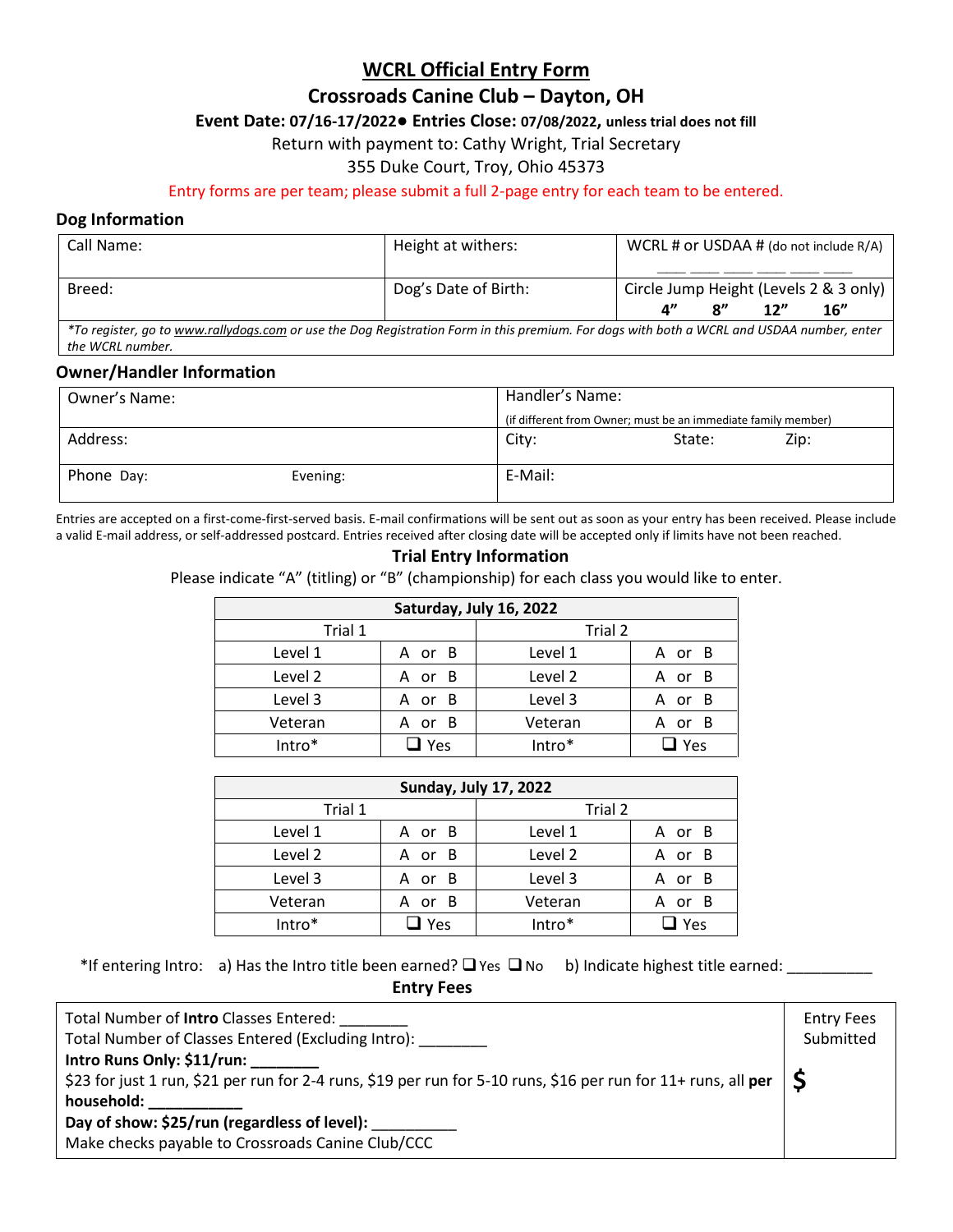# WCRL Official Entry Form

## Crossroads Canine Club – Dayton, OH

**Event Date: 07/16-17/2022● Entries Close: 07/08/2022, unless trial does not fill**

Return with payment to: Cathy Wright, Trial Secretary

355 Duke Court, Troy, Ohio 45373

Entry forms are per team; please submit a full 2-page entry for each team to be entered.

### Dog Information

| Call Name: | Height at withers: | WCRL # or USDAA # (do not include R/A) ___ ___ ___ ___ ___ ___ |
|---|---|---|
| Breed: | Dog's Date of Birth: | Circle Jump Height (Levels 2 & 3 only) 4" 8" 12" 16" |

*\*To register, go to www.rallydogs.com or use the Dog Registration Form in this premium. For dogs with both a WCRL and USDAA number, enter the WCRL number.*

### Owner/Handler Information

| Owner's Name: | Handler's Name: (if different from Owner; must be an immediate family member) |
|---|---|
| Address: | City: State: Zip: |
| Phone Day: Evening: | E-Mail: |

Entries are accepted on a first-come-first-served basis. E-mail confirmations will be sent out as soon as your entry has been received. Please include a valid E-mail address, or self-addressed postcard. Entries received after closing date will be accepted only if limits have not been reached.

### Trial Entry Information

Please indicate "A" (titling) or "B" (championship) for each class you would like to enter.

| Saturday, July 16, 2022 | | | |
|---|---|---|---|
| Trial 1 | | Trial 2 | |
| Level 1 | A or B | Level 1 | A or B |
| Level 2 | A or B | Level 2 | A or B |
| Level 3 | A or B | Level 3 | A or B |
| Veteran | A or B | Veteran | A or B |
| Intro* | ❑ Yes | Intro* | ❑ Yes |

| Sunday, July 17, 2022 | | | |
|---|---|---|---|
| Trial 1 | | Trial 2 | |
| Level 1 | A or B | Level 1 | A or B |
| Level 2 | A or B | Level 2 | A or B |
| Level 3 | A or B | Level 3 | A or B |
| Veteran | A or B | Veteran | A or B |
| Intro* | ❑ Yes | Intro* | ❑ Yes |

*If entering Intro: a) Has the Intro title been earned? ❑ Yes ❑ No b) Indicate highest title earned: __________

### Entry Fees

| | Entry Fees Submitted |
|---|---|
| Total Number of **Intro** Classes Entered: ________<br>Total Number of Classes Entered (Excluding Intro): ________<br>**Intro Runs Only: $11/run: ________**<br>$23 for just 1 run, $21 per run for 2-4 runs, $19 per run for 5-10 runs, $16 per run for 11+ runs, all **per household: ___________**<br>**Day of show: $25/run (regardless of level):** __________<br>Make checks payable to Crossroads Canine Club/CCC | **$** |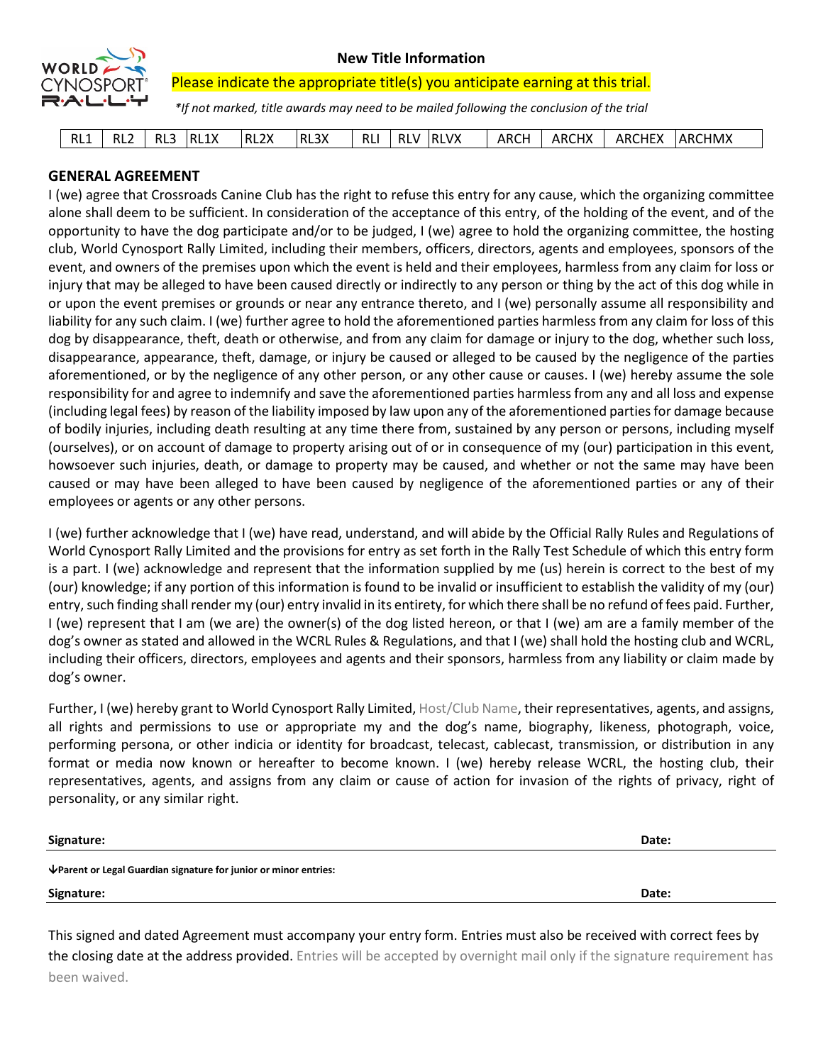**New Title Information**

Please indicate the appropriate title(s) you anticipate earning at this trial.

*\*If not marked, title awards may need to be mailed following the conclusion of the trial*

| RL1 | RL2 | RL3 | RL1X | RL2X | RL3X | RLI | RLV | RLVX | ARCH | ARCHX | ARCHEX | ARCHMX |
|---|---|---|---|---|---|---|---|---|---|---|---|---|

## GENERAL AGREEMENT

I (we) agree that Crossroads Canine Club has the right to refuse this entry for any cause, which the organizing committee alone shall deem to be sufficient. In consideration of the acceptance of this entry, of the holding of the event, and of the opportunity to have the dog participate and/or to be judged, I (we) agree to hold the organizing committee, the hosting club, World Cynosport Rally Limited, including their members, officers, directors, agents and employees, sponsors of the event, and owners of the premises upon which the event is held and their employees, harmless from any claim for loss or injury that may be alleged to have been caused directly or indirectly to any person or thing by the act of this dog while in or upon the event premises or grounds or near any entrance thereto, and I (we) personally assume all responsibility and liability for any such claim. I (we) further agree to hold the aforementioned parties harmless from any claim for loss of this dog by disappearance, theft, death or otherwise, and from any claim for damage or injury to the dog, whether such loss, disappearance, appearance, theft, damage, or injury be caused or alleged to be caused by the negligence of the parties aforementioned, or by the negligence of any other person, or any other cause or causes. I (we) hereby assume the sole responsibility for and agree to indemnify and save the aforementioned parties harmless from any and all loss and expense (including legal fees) by reason of the liability imposed by law upon any of the aforementioned parties for damage because of bodily injuries, including death resulting at any time there from, sustained by any person or persons, including myself (ourselves), or on account of damage to property arising out of or in consequence of my (our) participation in this event, howsoever such injuries, death, or damage to property may be caused, and whether or not the same may have been caused or may have been alleged to have been caused by negligence of the aforementioned parties or any of their employees or agents or any other persons.

I (we) further acknowledge that I (we) have read, understand, and will abide by the Official Rally Rules and Regulations of World Cynosport Rally Limited and the provisions for entry as set forth in the Rally Test Schedule of which this entry form is a part. I (we) acknowledge and represent that the information supplied by me (us) herein is correct to the best of my (our) knowledge; if any portion of this information is found to be invalid or insufficient to establish the validity of my (our) entry, such finding shall render my (our) entry invalid in its entirety, for which there shall be no refund of fees paid. Further, I (we) represent that I am (we are) the owner(s) of the dog listed hereon, or that I (we) am are a family member of the dog's owner as stated and allowed in the WCRL Rules & Regulations, and that I (we) shall hold the hosting club and WCRL, including their officers, directors, employees and agents and their sponsors, harmless from any liability or claim made by dog's owner.

Further, I (we) hereby grant to World Cynosport Rally Limited, Host/Club Name, their representatives, agents, and assigns, all rights and permissions to use or appropriate my and the dog's name, biography, likeness, photograph, voice, performing persona, or other indicia or identity for broadcast, telecast, cablecast, transmission, or distribution in any format or media now known or hereafter to become known. I (we) hereby release WCRL, the hosting club, their representatives, agents, and assigns from any claim or cause of action for invasion of the rights of privacy, right of personality, or any similar right.

**Signature:** **Date:**

**↓Parent or Legal Guardian signature for junior or minor entries:**

**Signature:** **Date:**

This signed and dated Agreement must accompany your entry form. Entries must also be received with correct fees by the closing date at the address provided. Entries will be accepted by overnight mail only if the signature requirement has been waived.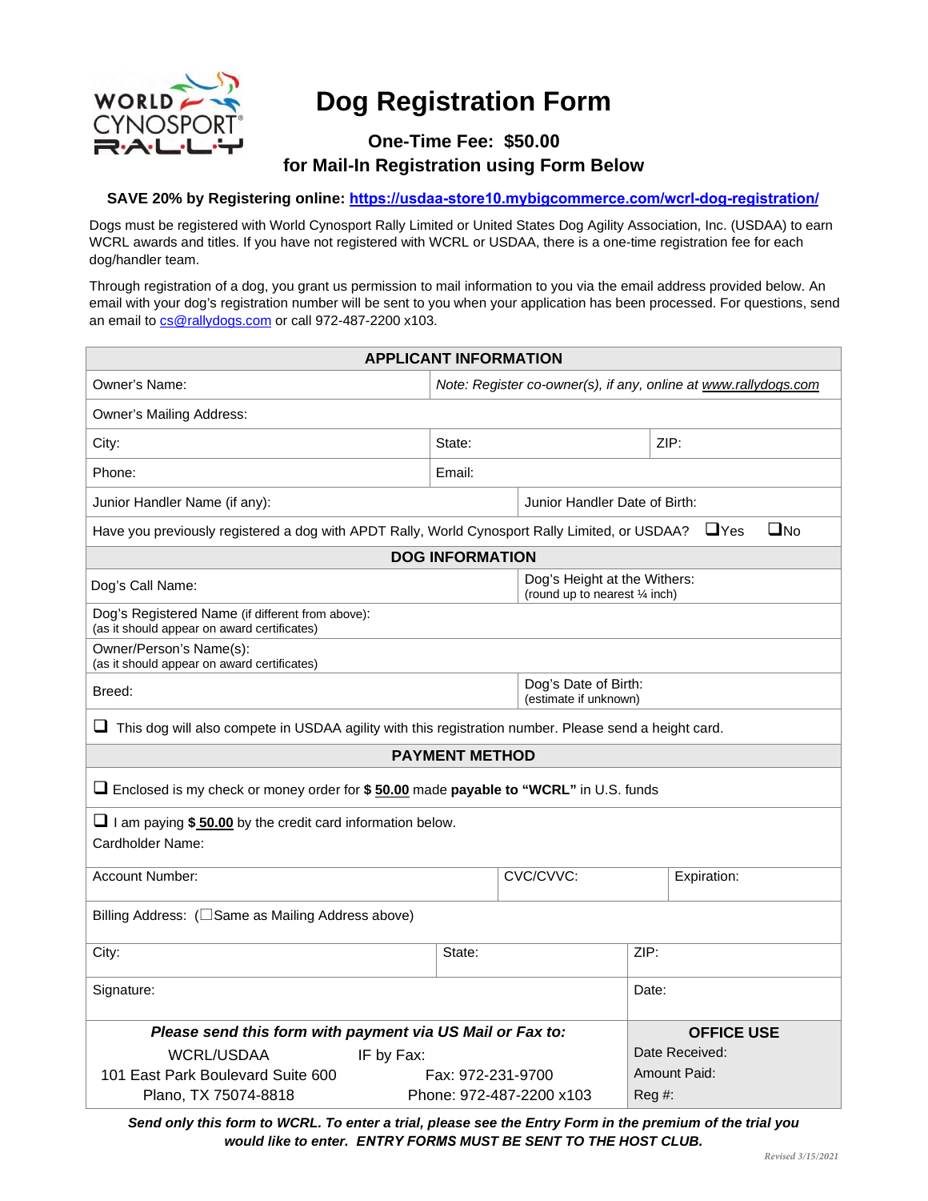# Dog Registration Form

### One-Time Fee: $50.00
### for Mail-In Registration using Form Below

**SAVE 20% by Registering online: https://usdaa-store10.mybigcommerce.com/wcrl-dog-registration/**

Dogs must be registered with World Cynosport Rally Limited or United States Dog Agility Association, Inc. (USDAA) to earn WCRL awards and titles. If you have not registered with WCRL or USDAA, there is a one-time registration fee for each dog/handler team.

Through registration of a dog, you grant us permission to mail information to you via the email address provided below. An email with your dog's registration number will be sent to you when your application has been processed. For questions, send an email to cs@rallydogs.com or call 972-487-2200 x103.

| **APPLICANT INFORMATION** | | |
|---|---|---|
| Owner's Name: | *Note: Register co-owner(s), if any, online at www.rallydogs.com* | |
| Owner's Mailing Address: | | |
| City: | State: | ZIP: |
| Phone: | Email: | |
| Junior Handler Name (if any): | Junior Handler Date of Birth: | |
| Have you previously registered a dog with APDT Rally, World Cynosport Rally Limited, or USDAA? ❑Yes ❑No | | |

| **DOG INFORMATION** | |
|---|---|
| Dog's Call Name: | Dog's Height at the Withers: (round up to nearest ¼ inch) |
| Dog's Registered Name (if different from above): (as it should appear on award certificates) | |
| Owner/Person's Name(s): (as it should appear on award certificates) | |
| Breed: | Dog's Date of Birth: (estimate if unknown) |
| ❑ This dog will also compete in USDAA agility with this registration number. Please send a height card. | |

| **PAYMENT METHOD** | | |
|---|---|---|
| ❑ Enclosed is my check or money order for **$ 50.00** made **payable to "WCRL"** in U.S. funds | | |
| ❑ I am paying **$ 50.00** by the credit card information below. Cardholder Name: | | |
| Account Number: | CVC/CVVC: | Expiration: |
| Billing Address: (☐Same as Mailing Address above) | | |
| City: | State: | ZIP: |
| Signature: | | Date: |

| *Please send this form with payment via US Mail or Fax to:* | **OFFICE USE** |
|---|---|
| WCRL/USDAA, 101 East Park Boulevard Suite 600, Plano, TX 75074-8818 | Date Received: |
| IF by Fax: Fax: 972-231-9700, Phone: 972-487-2200 x103 | Amount Paid: |
| | Reg #: |

***Send only this form to WCRL. To enter a trial, please see the Entry Form in the premium of the trial you would like to enter. ENTRY FORMS MUST BE SENT TO THE HOST CLUB.***

Revised 3/15/2021